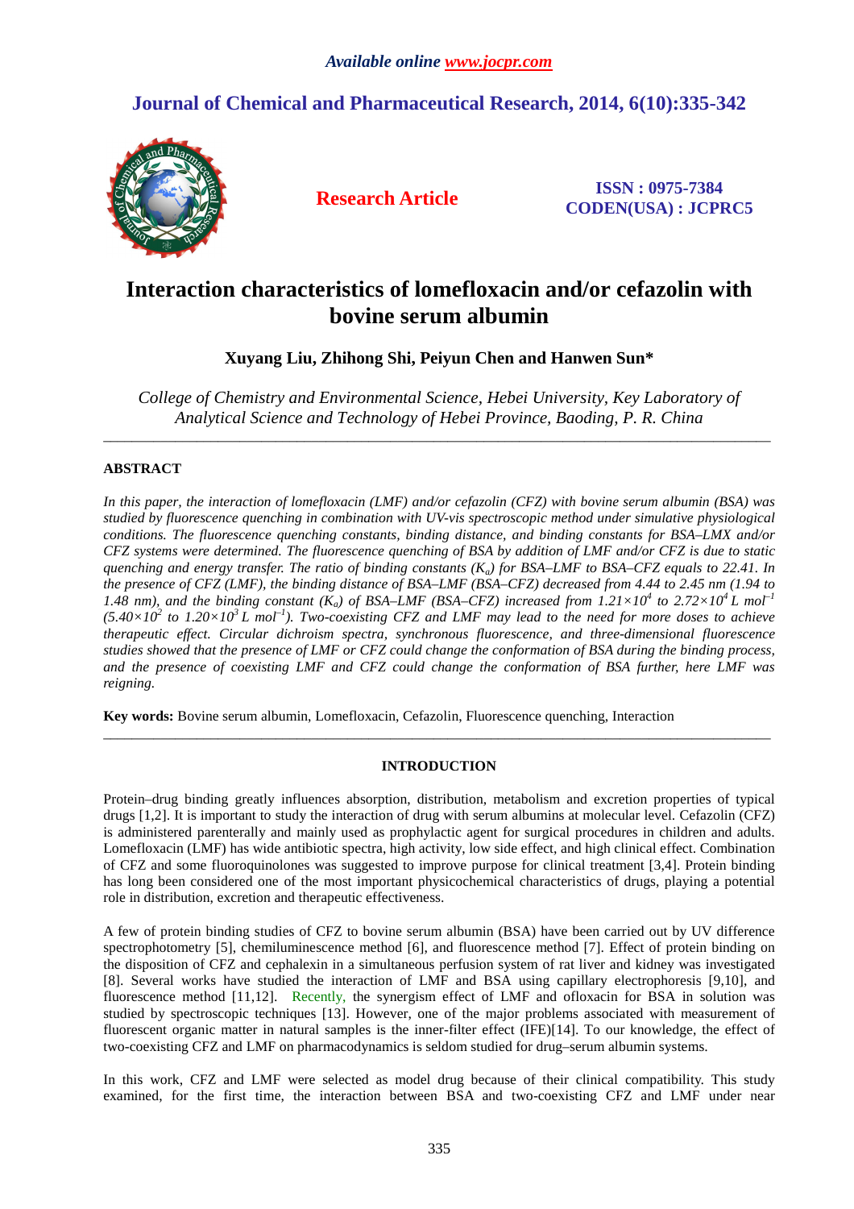Available online www.jocpr.com

# Journal of Chemical and Pharmaceutical Research, 2014, 6(10):335-342

**Research Article**

**ISSN : 0975-7384**
**CODEN(USA) : JCPRC5**

# Interaction characteristics of lomefloxacin and/or cefazolin with bovine serum albumin

**Xuyang Liu, Zhihong Shi, Peiyun Chen and Hanwen Sun***

*College of Chemistry and Environmental Science, Hebei University, Key Laboratory of Analytical Science and Technology of Hebei Province, Baoding, P. R. China*

---

## ABSTRACT

*In this paper, the interaction of lomefloxacin (LMF) and/or cefazolin (CFZ) with bovine serum albumin (BSA) was studied by fluorescence quenching in combination with UV-vis spectroscopic method under simulative physiological conditions. The fluorescence quenching constants, binding distance, and binding constants for BSA–LMX and/or CFZ systems were determined. The fluorescence quenching of BSA by addition of LMF and/or CFZ is due to static quenching and energy transfer. The ratio of binding constants ($K_a$) for BSA–LMF to BSA–CFZ equals to 22.41. In the presence of CFZ (LMF), the binding distance of BSA–LMF (BSA–CFZ) decreased from 4.44 to 2.45 nm (1.94 to 1.48 nm), and the binding constant ($K_a$) of BSA–LMF (BSA–CFZ) increased from $1.21\times10^4$ to $2.72\times10^4$ L mol$^{-1}$ ($5.40\times10^2$ to $1.20\times10^3$ L mol$^{-1}$). Two-coexisting CFZ and LMF may lead to the need for more doses to achieve therapeutic effect. Circular dichroism spectra, synchronous fluorescence, and three-dimensional fluorescence studies showed that the presence of LMF or CFZ could change the conformation of BSA during the binding process, and the presence of coexisting LMF and CFZ could change the conformation of BSA further, here LMF was reigning.*

**Key words:** Bovine serum albumin, Lomefloxacin, Cefazolin, Fluorescence quenching, Interaction

---

## INTRODUCTION

Protein–drug binding greatly influences absorption, distribution, metabolism and excretion properties of typical drugs [1,2]. It is important to study the interaction of drug with serum albumins at molecular level. Cefazolin (CFZ) is administered parenterally and mainly used as prophylactic agent for surgical procedures in children and adults. Lomefloxacin (LMF) has wide antibiotic spectra, high activity, low side effect, and high clinical effect. Combination of CFZ and some fluoroquinolones was suggested to improve purpose for clinical treatment [3,4]. Protein binding has long been considered one of the most important physicochemical characteristics of drugs, playing a potential role in distribution, excretion and therapeutic effectiveness.

A few of protein binding studies of CFZ to bovine serum albumin (BSA) have been carried out by UV difference spectrophotometry [5], chemiluminescence method [6], and fluorescence method [7]. Effect of protein binding on the disposition of CFZ and cephalexin in a simultaneous perfusion system of rat liver and kidney was investigated [8]. Several works have studied the interaction of LMF and BSA using capillary electrophoresis [9,10], and fluorescence method [11,12]. Recently, the synergism effect of LMF and ofloxacin for BSA in solution was studied by spectroscopic techniques [13]. However, one of the major problems associated with measurement of fluorescent organic matter in natural samples is the inner-filter effect (IFE)[14]. To our knowledge, the effect of two-coexisting CFZ and LMF on pharmacodynamics is seldom studied for drug–serum albumin systems.

In this work, CFZ and LMF were selected as model drug because of their clinical compatibility. This study examined, for the first time, the interaction between BSA and two-coexisting CFZ and LMF under near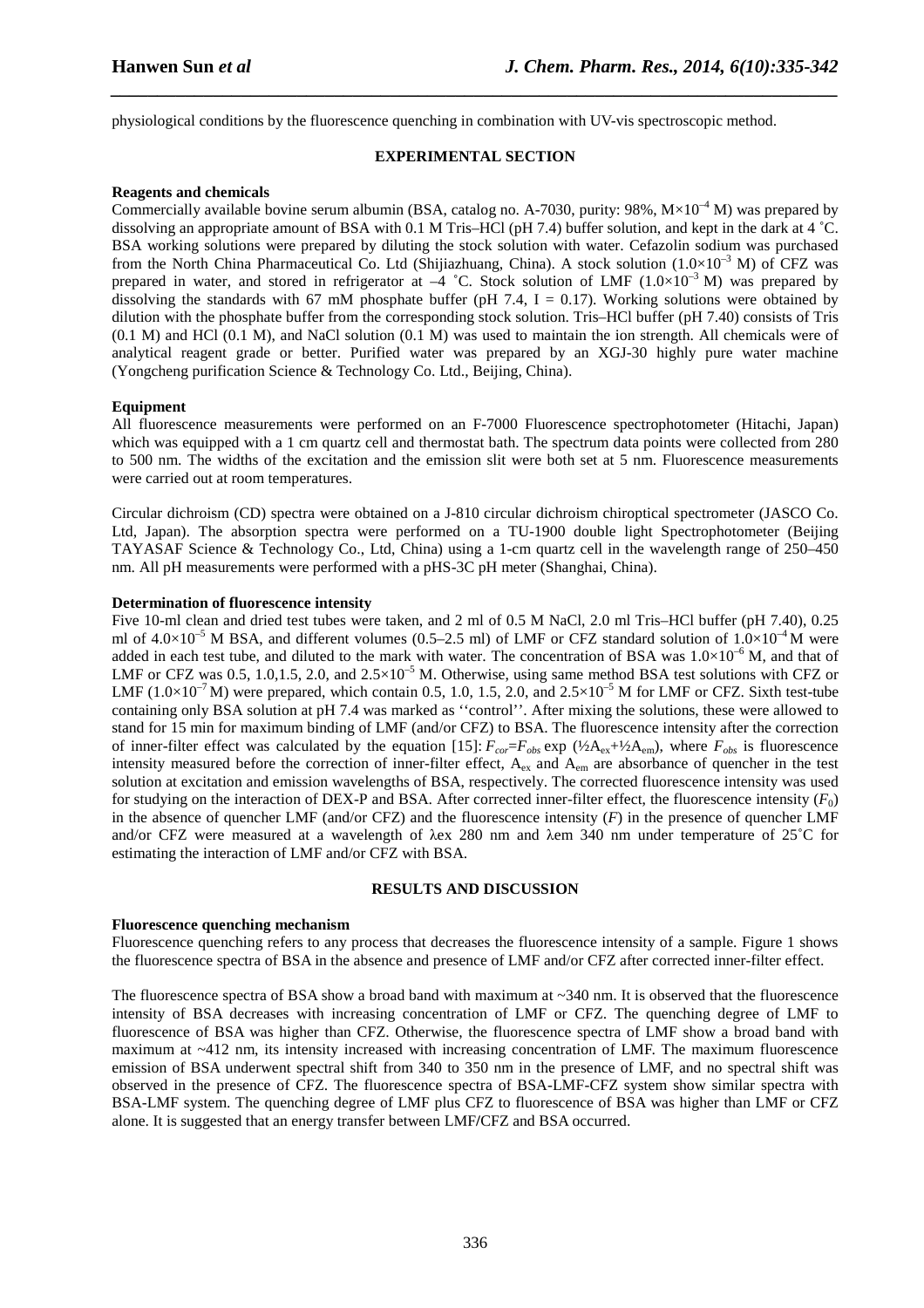physiological conditions by the fluorescence quenching in combination with UV-vis spectroscopic method.

## EXPERIMENTAL SECTION

### Reagents and chemicals

Commercially available bovine serum albumin (BSA, catalog no. A-7030, purity: 98%, $M\times10^{-4}$ M) was prepared by dissolving an appropriate amount of BSA with 0.1 M Tris–HCl (pH 7.4) buffer solution, and kept in the dark at 4 ˚C. BSA working solutions were prepared by diluting the stock solution with water. Cefazolin sodium was purchased from the North China Pharmaceutical Co. Ltd (Shijiazhuang, China). A stock solution ($1.0\times10^{-3}$ M) of CFZ was prepared in water, and stored in refrigerator at –4 ˚C. Stock solution of LMF ($1.0\times10^{-3}$ M) was prepared by dissolving the standards with 67 mM phosphate buffer (pH 7.4, I = 0.17). Working solutions were obtained by dilution with the phosphate buffer from the corresponding stock solution. Tris–HCl buffer (pH 7.40) consists of Tris (0.1 M) and HCl (0.1 M), and NaCl solution (0.1 M) was used to maintain the ion strength. All chemicals were of analytical reagent grade or better. Purified water was prepared by an XGJ-30 highly pure water machine (Yongcheng purification Science & Technology Co. Ltd., Beijing, China).

### Equipment

All fluorescence measurements were performed on an F-7000 Fluorescence spectrophotometer (Hitachi, Japan) which was equipped with a 1 cm quartz cell and thermostat bath. The spectrum data points were collected from 280 to 500 nm. The widths of the excitation and the emission slit were both set at 5 nm. Fluorescence measurements were carried out at room temperatures.

Circular dichroism (CD) spectra were obtained on a J-810 circular dichroism chiroptical spectrometer (JASCO Co. Ltd, Japan). The absorption spectra were performed on a TU-1900 double light Spectrophotometer (Beijing TAYASAF Science & Technology Co., Ltd, China) using a 1-cm quartz cell in the wavelength range of 250–450 nm. All pH measurements were performed with a pHS-3C pH meter (Shanghai, China).

### Determination of fluorescence intensity

Five 10-ml clean and dried test tubes were taken, and 2 ml of 0.5 M NaCl, 2.0 ml Tris–HCl buffer (pH 7.40), 0.25 ml of $4.0\times10^{-5}$ M BSA, and different volumes (0.5–2.5 ml) of LMF or CFZ standard solution of $1.0\times10^{-4}$ M were added in each test tube, and diluted to the mark with water. The concentration of BSA was $1.0\times10^{-6}$ M, and that of LMF or CFZ was 0.5, 1.0,1.5, 2.0, and $2.5\times10^{-5}$ M. Otherwise, using same method BSA test solutions with CFZ or LMF ($1.0\times10^{-7}$ M) were prepared, which contain 0.5, 1.0, 1.5, 2.0, and $2.5\times10^{-5}$ M for LMF or CFZ. Sixth test-tube containing only BSA solution at pH 7.4 was marked as ''control''. After mixing the solutions, these were allowed to stand for 15 min for maximum binding of LMF (and/or CFZ) to BSA. The fluorescence intensity after the correction of inner-filter effect was calculated by the equation [15]: $F_{cor}=F_{obs}\exp(½A_{ex}+½A_{em})$, where $F_{obs}$ is fluorescence intensity measured before the correction of inner-filter effect, $A_{ex}$ and $A_{em}$ are absorbance of quencher in the test solution at excitation and emission wavelengths of BSA, respectively. The corrected fluorescence intensity was used for studying on the interaction of DEX-P and BSA. After corrected inner-filter effect, the fluorescence intensity ($F_0$) in the absence of quencher LMF (and/or CFZ) and the fluorescence intensity ($F$) in the presence of quencher LMF and/or CFZ were measured at a wavelength of λex 280 nm and λem 340 nm under temperature of 25˚C for estimating the interaction of LMF and/or CFZ with BSA.

## RESULTS AND DISCUSSION

### Fluorescence quenching mechanism

Fluorescence quenching refers to any process that decreases the fluorescence intensity of a sample. Figure 1 shows the fluorescence spectra of BSA in the absence and presence of LMF and/or CFZ after corrected inner-filter effect.

The fluorescence spectra of BSA show a broad band with maximum at ~340 nm. It is observed that the fluorescence intensity of BSA decreases with increasing concentration of LMF or CFZ. The quenching degree of LMF to fluorescence of BSA was higher than CFZ. Otherwise, the fluorescence spectra of LMF show a broad band with maximum at ~412 nm, its intensity increased with increasing concentration of LMF. The maximum fluorescence emission of BSA underwent spectral shift from 340 to 350 nm in the presence of LMF, and no spectral shift was observed in the presence of CFZ. The fluorescence spectra of BSA-LMF-CFZ system show similar spectra with BSA-LMF system. The quenching degree of LMF plus CFZ to fluorescence of BSA was higher than LMF or CFZ alone. It is suggested that an energy transfer between LMF/CFZ and BSA occurred.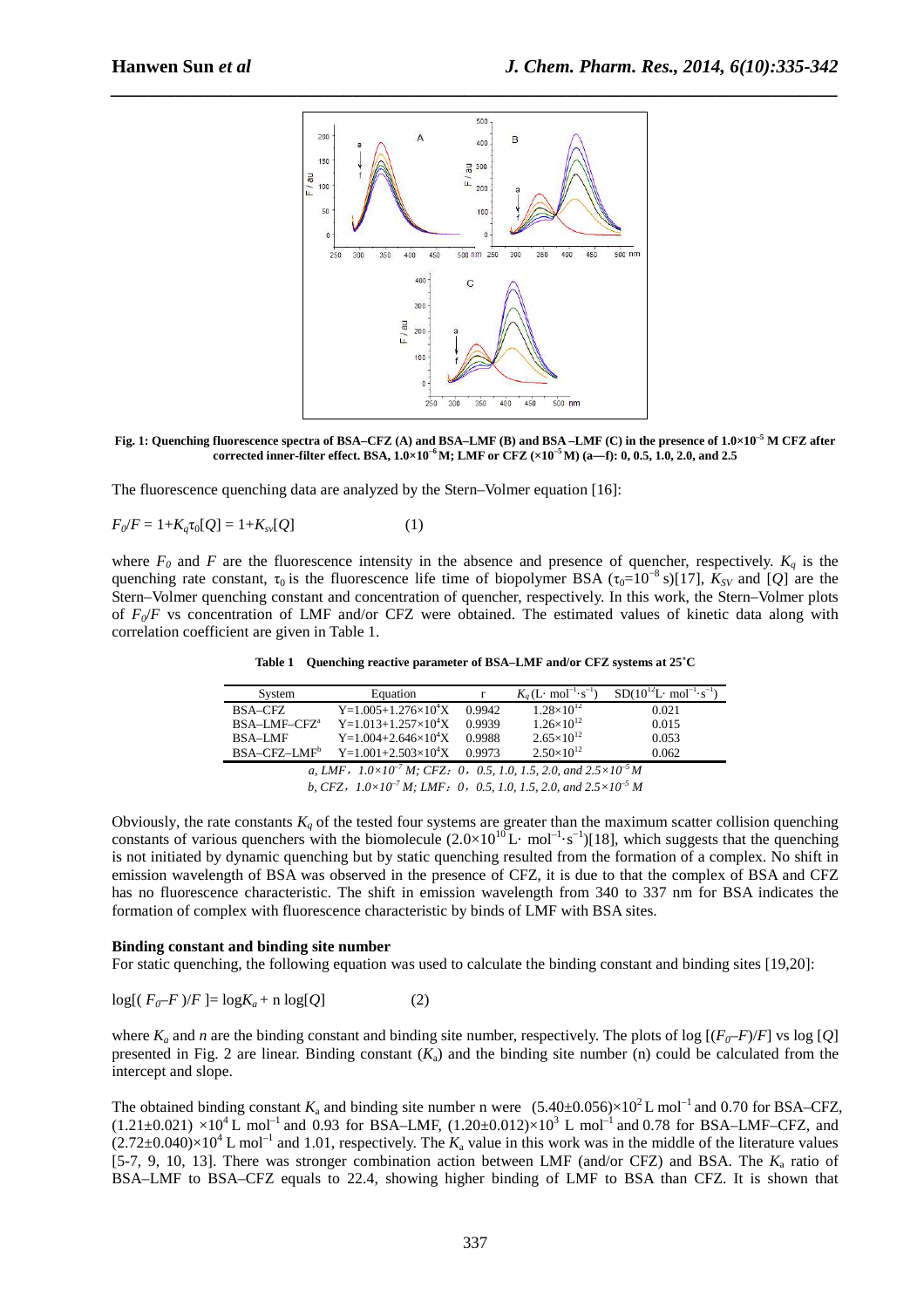**Fig. 1: Quenching fluorescence spectra of BSA–CFZ (A) and BSA–LMF (B) and BSA –LMF (C) in the presence of 1.0×10$^{-5}$ M CFZ after corrected inner-filter effect. BSA, 1.0×10$^{-6}$ M; LMF or CFZ (×10$^{-5}$ M) (a—f): 0, 0.5, 1.0, 2.0, and 2.5**

The fluorescence quenching data are analyzed by the Stern–Volmer equation [16]:

$$F_0/F = 1+K_q\tau_0[Q] = 1+K_{sv}[Q] \qquad (1)$$

where $F_0$ and $F$ are the fluorescence intensity in the absence and presence of quencher, respectively. $K_q$ is the quenching rate constant, $\tau_0$ is the fluorescence life time of biopolymer BSA ($\tau_0$=10$^{-8}$ s)[17], $K_{SV}$ and [$Q$] are the Stern–Volmer quenching constant and concentration of quencher, respectively. In this work, the Stern–Volmer plots of $F_0/F$ vs concentration of LMF and/or CFZ were obtained. The estimated values of kinetic data along with correlation coefficient are given in Table 1.

**Table 1 Quenching reactive parameter of BSA–LMF and/or CFZ systems at 25°C**

| System | Equation | r | $K_q$ (L· mol$^{-1}$·s$^{-1}$) | SD(10$^{12}$L· mol$^{-1}$·s$^{-1}$) |
|---|---|---|---|---|
| BSA–CFZ | Y=1.005+1.276×10$^4$X | 0.9942 | 1.28×10$^{12}$ | 0.021 |
| BSA–LMF–CFZ$^a$ | Y=1.013+1.257×10$^4$X | 0.9939 | 1.26×10$^{12}$ | 0.015 |
| BSA–LMF | Y=1.004+2.646×10$^4$X | 0.9988 | 2.65×10$^{12}$ | 0.053 |
| BSA–CFZ–LMF$^b$ | Y=1.001+2.503×10$^4$X | 0.9973 | 2.50×10$^{12}$ | 0.062 |

*a, LMF，1.0×10$^{-7}$ M; CFZ：0，0.5, 1.0, 1.5, 2.0, and 2.5×10$^{-5}$ M*

*b, CFZ，1.0×10$^{-7}$ M; LMF：0，0.5, 1.0, 1.5, 2.0, and 2.5×10$^{-5}$ M*

Obviously, the rate constants $K_q$ of the tested four systems are greater than the maximum scatter collision quenching constants of various quenchers with the biomolecule (2.0×10$^{10}$ L· mol$^{-1}$·s$^{-1}$)[18], which suggests that the quenching is not initiated by dynamic quenching but by static quenching resulted from the formation of a complex. No shift in emission wavelength of BSA was observed in the presence of CFZ, it is due to that the complex of BSA and CFZ has no fluorescence characteristic. The shift in emission wavelength from 340 to 337 nm for BSA indicates the formation of complex with fluorescence characteristic by binds of LMF with BSA sites.

**Binding constant and binding site number**

For static quenching, the following equation was used to calculate the binding constant and binding sites [19,20]:

$$\log[( F_0–F )/F ]= \log K_a + n \log[Q] \qquad (2)$$

where $K_a$ and $n$ are the binding constant and binding site number, respectively. The plots of log [$(F_0–F)/F$] vs log [$Q$] presented in Fig. 2 are linear. Binding constant ($K_a$) and the binding site number (n) could be calculated from the intercept and slope.

The obtained binding constant $K_a$ and binding site number n were (5.40±0.056)×10$^2$ L mol$^{-1}$ and 0.70 for BSA–CFZ, (1.21±0.021) ×10$^4$ L mol$^{-1}$ and 0.93 for BSA–LMF, (1.20±0.012)×10$^3$ L mol$^{-1}$ and 0.78 for BSA–LMF–CFZ, and (2.72±0.040)×10$^4$ L mol$^{-1}$ and 1.01, respectively. The $K_a$ value in this work was in the middle of the literature values [5-7, 9, 10, 13]. There was stronger combination action between LMF (and/or CFZ) and BSA. The $K_a$ ratio of BSA–LMF to BSA–CFZ equals to 22.4, showing higher binding of LMF to BSA than CFZ. It is shown that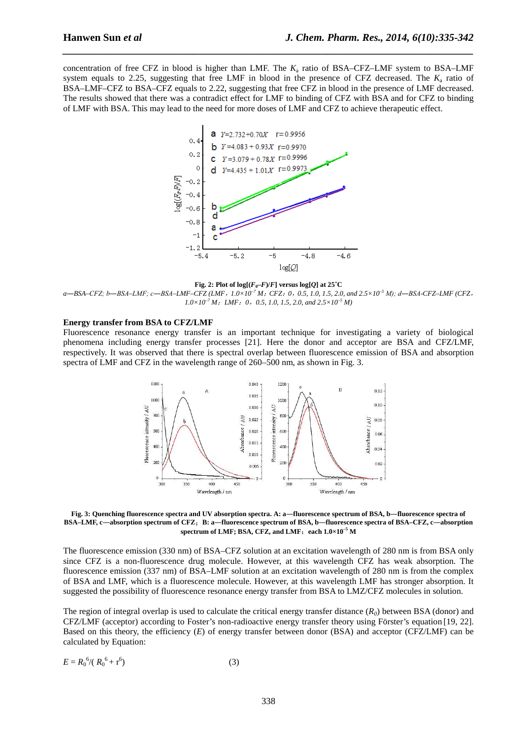concentration of free CFZ in blood is higher than LMF. The $K_a$ ratio of BSA–CFZ–LMF system to BSA–LMF system equals to 2.25, suggesting that free LMF in blood in the presence of CFZ decreased. The $K_a$ ratio of BSA–LMF–CFZ to BSA–CFZ equals to 2.22, suggesting that free CFZ in blood in the presence of LMF decreased. The results showed that there was a contradict effect for LMF to binding of CFZ with BSA and for CFZ to binding of LMF with BSA. This may lead to the need for more doses of LMF and CFZ to achieve therapeutic effect.

**Fig. 2: Plot of log[($F_0$–$F$)/$F$] versus log[$Q$] at 25°C**

*a—BSA–CFZ; b—BSA–LMF; c—BSA–LMF–CFZ (LMF，$1.0\times10^{-7}$ M；CFZ：0，0.5, 1.0, 1.5, 2.0, and $2.5\times10^{-5}$ M); d—BSA-CFZ–LMF (CFZ，$1.0\times10^{-7}$ M；LMF：0，0.5, 1.0, 1.5, 2.0, and $2.5\times10^{-5}$ M)*

### Energy transfer from BSA to CFZ/LMF

Fluorescence resonance energy transfer is an important technique for investigating a variety of biological phenomena including energy transfer processes [21]. Here the donor and acceptor are BSA and CFZ/LMF, respectively. It was observed that there is spectral overlap between fluorescence emission of BSA and absorption spectra of LMF and CFZ in the wavelength range of 260–500 nm, as shown in Fig. 3.

**Fig. 3: Quenching fluorescence spectra and UV absorption spectra. A: a—fluorescence spectrum of BSA, b—fluorescence spectra of BSA–LMF, c—absorption spectrum of CFZ；B: a—fluorescence spectrum of BSA, b—fluorescence spectra of BSA–CFZ, c—absorption spectrum of LMF; BSA, CFZ, and LMF：each $1.0\times10^{-5}$ M**

The fluorescence emission (330 nm) of BSA–CFZ solution at an excitation wavelength of 280 nm is from BSA only since CFZ is a non-fluorescence drug molecule. However, at this wavelength CFZ has weak absorption. The fluorescence emission (337 nm) of BSA–LMF solution at an excitation wavelength of 280 nm is from the complex of BSA and LMF, which is a fluorescence molecule. However, at this wavelength LMF has stronger absorption. It suggested the possibility of fluorescence resonance energy transfer from BSA to LMZ/CFZ molecules in solution.

The region of integral overlap is used to calculate the critical energy transfer distance ($R_0$) between BSA (donor) and CFZ/LMF (acceptor) according to Foster's non-radioactive energy transfer theory using Förster's equation [19, 22]. Based on this theory, the efficiency ($E$) of energy transfer between donor (BSA) and acceptor (CFZ/LMF) can be calculated by Equation:

$$E = R_0^6/(R_0^6 + r^6) \qquad (3)$$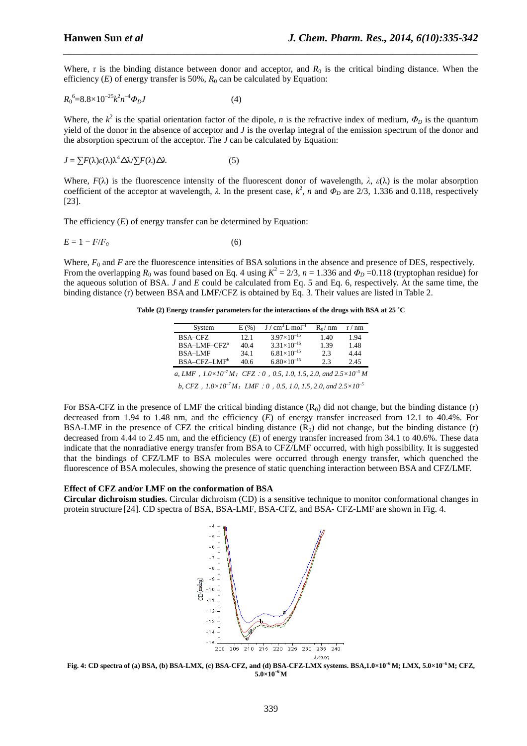Where, r is the binding distance between donor and acceptor, and $R_0$ is the critical binding distance. When the efficiency ($E$) of energy transfer is 50%, $R_0$ can be calculated by Equation:

$$R_0^6=8.8\times10^{-25}k^2n^{-4}\Phi_D J \qquad (4)$$

Where, the $k^2$ is the spatial orientation factor of the dipole, $n$ is the refractive index of medium, $\Phi_D$ is the quantum yield of the donor in the absence of acceptor and $J$ is the overlap integral of the emission spectrum of the donor and the absorption spectrum of the acceptor. The $J$ can be calculated by Equation:

$$J = \sum F(\lambda)\varepsilon(\lambda)\lambda^4\Delta\lambda/\sum F(\lambda)\Delta\lambda \qquad (5)$$

Where, $F(\lambda)$ is the fluorescence intensity of the fluorescent donor of wavelength, $\lambda$, $\varepsilon(\lambda)$ is the molar absorption coefficient of the acceptor at wavelength, $\lambda$. In the present case, $k^2$, $n$ and $\Phi_D$ are 2/3, 1.336 and 0.118, respectively [23].

The efficiency ($E$) of energy transfer can be determined by Equation:

$$E = 1 - F/F_0 \qquad (6)$$

Where, $F_0$ and $F$ are the fluorescence intensities of BSA solutions in the absence and presence of DES, respectively. From the overlapping $R_0$ was found based on Eq. 4 using $K^2 = 2/3$, $n = 1.336$ and $\Phi_D = 0.118$ (tryptophan residue) for the aqueous solution of BSA. $J$ and $E$ could be calculated from Eq. 5 and Eq. 6, respectively. At the same time, the binding distance (r) between BSA and LMF/CFZ is obtained by Eq. 3. Their values are listed in Table 2.

**Table (2) Energy transfer parameters for the interactions of the drugs with BSA at 25 ˚C**

| System | E (%) | $J$ / $cm^3$ L $mol^{-1}$ | $R_0$ / nm | r / nm |
|---|---|---|---|---|
| BSA–CFZ | 12.1 | $3.97\times10^{-15}$ | 1.40 | 1.94 |
| BSA–LMF–CFZ[a] | 40.4 | $3.31\times10^{-16}$ | 1.39 | 1.48 |
| BSA–LMF | 34.1 | $6.81\times10^{-15}$ | 2.3 | 4.44 |
| BSA–CFZ–LMF[b] | 40.6 | $6.80\times10^{-15}$ | 2.3 | 2.45 |

*a, LMF，$1.0\times10^{-7}$ M；CFZ：0，0.5, 1.0, 1.5, 2.0, and $2.5\times10^{-5}$ M*

*b, CFZ，$1.0\times10^{-7}$ M；LMF：0，0.5, 1.0, 1.5, 2.0, and $2.5\times10^{-5}$*

For BSA-CFZ in the presence of LMF the critical binding distance ($R_0$) did not change, but the binding distance (r) decreased from 1.94 to 1.48 nm, and the efficiency ($E$) of energy transfer increased from 12.1 to 40.4%. For BSA-LMF in the presence of CFZ the critical binding distance ($R_0$) did not change, but the binding distance (r) decreased from 4.44 to 2.45 nm, and the efficiency ($E$) of energy transfer increased from 34.1 to 40.6%. These data indicate that the nonradiative energy transfer from BSA to CFZ/LMF occurred, with high possibility. It is suggested that the bindings of CFZ/LMF to BSA molecules were occurred through energy transfer, which quenched the fluorescence of BSA molecules, showing the presence of static quenching interaction between BSA and CFZ/LMF.

### Effect of CFZ and/or LMF on the conformation of BSA

**Circular dichroism studies.** Circular dichroism (CD) is a sensitive technique to monitor conformational changes in protein structure [24]. CD spectra of BSA, BSA-LMF, BSA-CFZ, and BSA- CFZ-LMF are shown in Fig. 4.

**Fig. 4: CD spectra of (a) BSA, (b) BSA-LMX, (c) BSA-CFZ, and (d) BSA-CFZ-LMX systems. BSA,$1.0\times10^{-6}$ M; LMX, $5.0\times10^{-6}$ M; CFZ, $5.0\times10^{-6}$ M**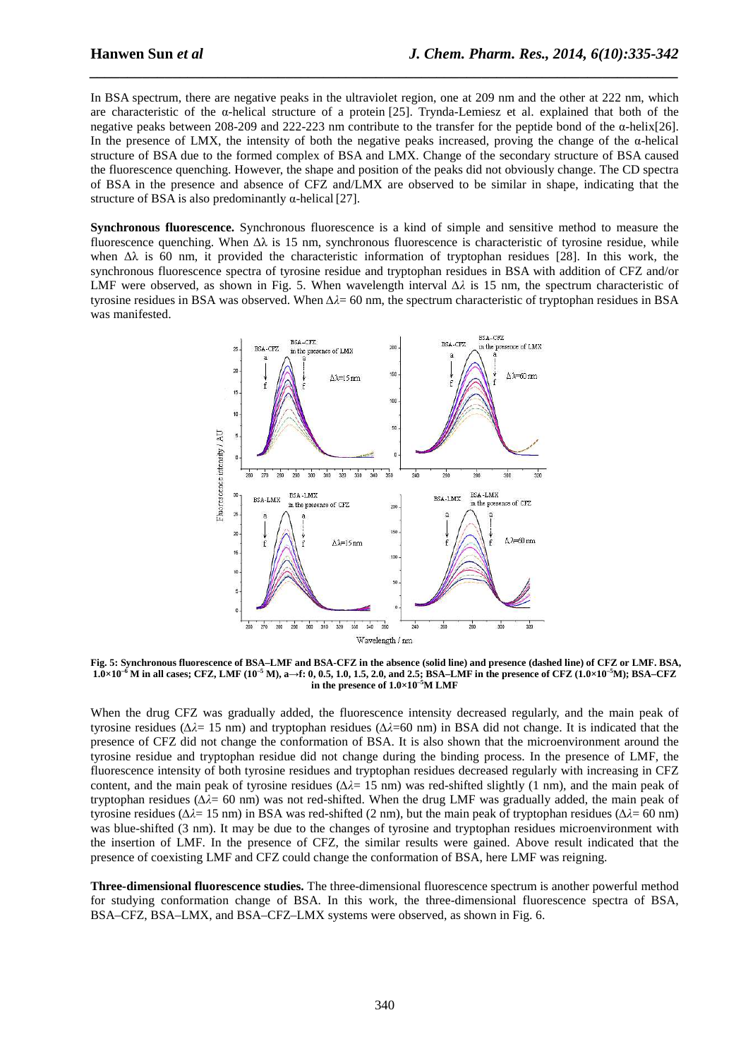In BSA spectrum, there are negative peaks in the ultraviolet region, one at 209 nm and the other at 222 nm, which are characteristic of the α-helical structure of a protein [25]. Trynda-Lemiesz et al. explained that both of the negative peaks between 208-209 and 222-223 nm contribute to the transfer for the peptide bond of the α-helix[26]. In the presence of LMX, the intensity of both the negative peaks increased, proving the change of the α-helical structure of BSA due to the formed complex of BSA and LMX. Change of the secondary structure of BSA caused the fluorescence quenching. However, the shape and position of the peaks did not obviously change. The CD spectra of BSA in the presence and absence of CFZ and/LMX are observed to be similar in shape, indicating that the structure of BSA is also predominantly α-helical [27].

**Synchronous fluorescence.** Synchronous fluorescence is a kind of simple and sensitive method to measure the fluorescence quenching. When Δλ is 15 nm, synchronous fluorescence is characteristic of tyrosine residue, while when Δλ is 60 nm, it provided the characteristic information of tryptophan residues [28]. In this work, the synchronous fluorescence spectra of tyrosine residue and tryptophan residues in BSA with addition of CFZ and/or LMF were observed, as shown in Fig. 5. When wavelength interval $\Delta\lambda$ is 15 nm, the spectrum characteristic of tyrosine residues in BSA was observed. When $\Delta\lambda$= 60 nm, the spectrum characteristic of tryptophan residues in BSA was manifested.

**Fig. 5: Synchronous fluorescence of BSA–LMF and BSA-CFZ in the absence (solid line) and presence (dashed line) of CFZ or LMF. BSA, $1.0\times10^{-6}$ M in all cases; CFZ, LMF ($10^{-5}$ M), a→f: 0, 0.5, 1.0, 1.5, 2.0, and 2.5; BSA–LMF in the presence of CFZ ($1.0\times10^{-5}$M); BSA–CFZ in the presence of $1.0\times10^{-5}$M LMF**

When the drug CFZ was gradually added, the fluorescence intensity decreased regularly, and the main peak of tyrosine residues ($\Delta\lambda$= 15 nm) and tryptophan residues ($\Delta\lambda$=60 nm) in BSA did not change. It is indicated that the presence of CFZ did not change the conformation of BSA. It is also shown that the microenvironment around the tyrosine residue and tryptophan residue did not change during the binding process. In the presence of LMF, the fluorescence intensity of both tyrosine residues and tryptophan residues decreased regularly with increasing in CFZ content, and the main peak of tyrosine residues ($\Delta\lambda$= 15 nm) was red-shifted slightly (1 nm), and the main peak of tryptophan residues ($\Delta\lambda$= 60 nm) was not red-shifted. When the drug LMF was gradually added, the main peak of tyrosine residues ($\Delta\lambda$= 15 nm) in BSA was red-shifted (2 nm), but the main peak of tryptophan residues ($\Delta\lambda$= 60 nm) was blue-shifted (3 nm). It may be due to the changes of tyrosine and tryptophan residues microenvironment with the insertion of LMF. In the presence of CFZ, the similar results were gained. Above result indicated that the presence of coexisting LMF and CFZ could change the conformation of BSA, here LMF was reigning.

**Three-dimensional fluorescence studies.** The three-dimensional fluorescence spectrum is another powerful method for studying conformation change of BSA. In this work, the three-dimensional fluorescence spectra of BSA, BSA–CFZ, BSA–LMX, and BSA–CFZ–LMX systems were observed, as shown in Fig. 6.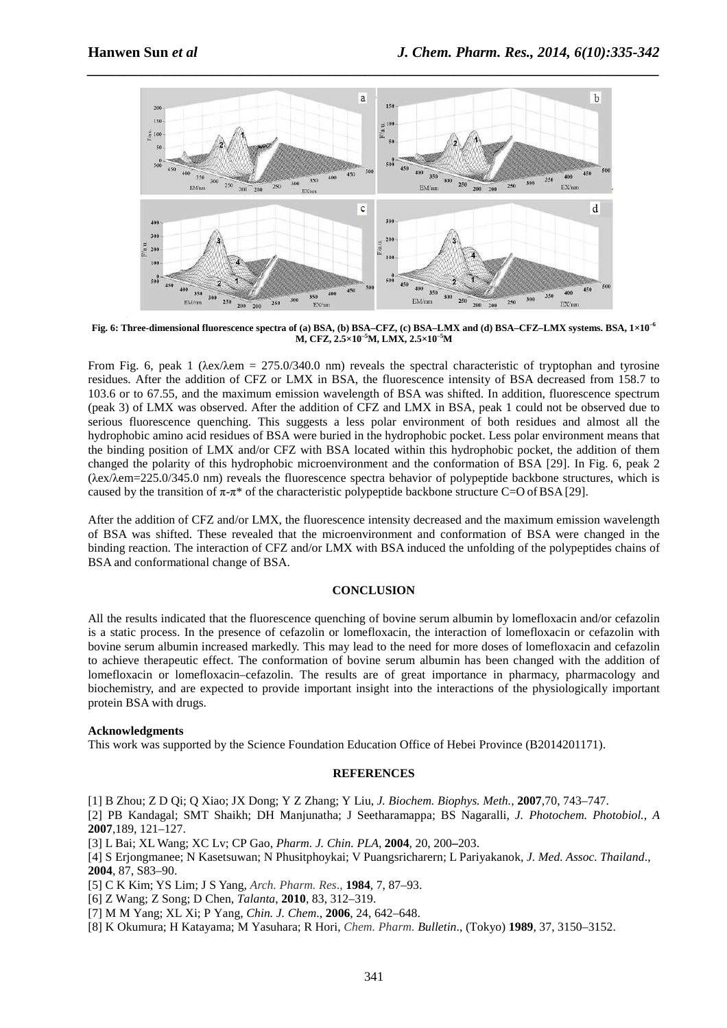**Fig. 6: Three-dimensional fluorescence spectra of (a) BSA, (b) BSA–CFZ, (c) BSA–LMX and (d) BSA–CFZ–LMX systems. BSA, $1\times10^{-6}$ M, CFZ, $2.5\times10^{-5}$M, LMX, $2.5\times10^{-5}$M**

From Fig. 6, peak 1 ($\lambda$ex/$\lambda$em = 275.0/340.0 nm) reveals the spectral characteristic of tryptophan and tyrosine residues. After the addition of CFZ or LMX in BSA, the fluorescence intensity of BSA decreased from 158.7 to 103.6 or to 67.55, and the maximum emission wavelength of BSA was shifted. In addition, fluorescence spectrum (peak 3) of LMX was observed. After the addition of CFZ and LMX in BSA, peak 1 could not be observed due to serious fluorescence quenching. This suggests a less polar environment of both residues and almost all the hydrophobic amino acid residues of BSA were buried in the hydrophobic pocket. Less polar environment means that the binding position of LMX and/or CFZ with BSA located within this hydrophobic pocket, the addition of them changed the polarity of this hydrophobic microenvironment and the conformation of BSA [29]. In Fig. 6, peak 2 ($\lambda$ex/$\lambda$em=225.0/345.0 nm) reveals the fluorescence spectra behavior of polypeptide backbone structures, which is caused by the transition of $\pi$-$\pi^*$ of the characteristic polypeptide backbone structure C=O of BSA [29].

After the addition of CFZ and/or LMX, the fluorescence intensity decreased and the maximum emission wavelength of BSA was shifted. These revealed that the microenvironment and conformation of BSA were changed in the binding reaction. The interaction of CFZ and/or LMX with BSA induced the unfolding of the polypeptides chains of BSA and conformational change of BSA.

## CONCLUSION

All the results indicated that the fluorescence quenching of bovine serum albumin by lomefloxacin and/or cefazolin is a static process. In the presence of cefazolin or lomefloxacin, the interaction of lomefloxacin or cefazolin with bovine serum albumin increased markedly. This may lead to the need for more doses of lomefloxacin and cefazolin to achieve therapeutic effect. The conformation of bovine serum albumin has been changed with the addition of lomefloxacin or lomefloxacin–cefazolin. The results are of great importance in pharmacy, pharmacology and biochemistry, and are expected to provide important insight into the interactions of the physiologically important protein BSA with drugs.

**Acknowledgments**

This work was supported by the Science Foundation Education Office of Hebei Province (B2014201171).

## REFERENCES

[1] B Zhou; Z D Qi; Q Xiao; JX Dong; Y Z Zhang; Y Liu, *J. Biochem. Biophys. Meth.*, **2007**,70, 743–747.

[2] PB Kandagal; SMT Shaikh; DH Manjunatha; J Seetharamappa; BS Nagaralli, *J. Photochem. Photobiol., A* **2007**,189, 121–127.

[3] L Bai; XL Wang; XC Lv; CP Gao, *Pharm. J. Chin. PLA*, **2004**, 20, 200–203.

[4] S Erjongmanee; N Kasetsuwan; N Phusitphoykai; V Puangsricharern; L Pariyakanok, *J. Med. Assoc. Thailand*., **2004**, 87, S83–90.

[5] C K Kim; YS Lim; J S Yang, *Arch. Pharm. Res*., **1984**, 7, 87–93.

[6] Z Wang; Z Song; D Chen, *Talanta*, **2010**, 83, 312–319.

[7] M M Yang; XL Xi; P Yang, *Chin. J. Chem*., **2006**, 24, 642–648.

[8] K Okumura; H Katayama; M Yasuhara; R Hori, *Chem. Pharm. Bulletin*., (Tokyo) **1989**, 37, 3150–3152.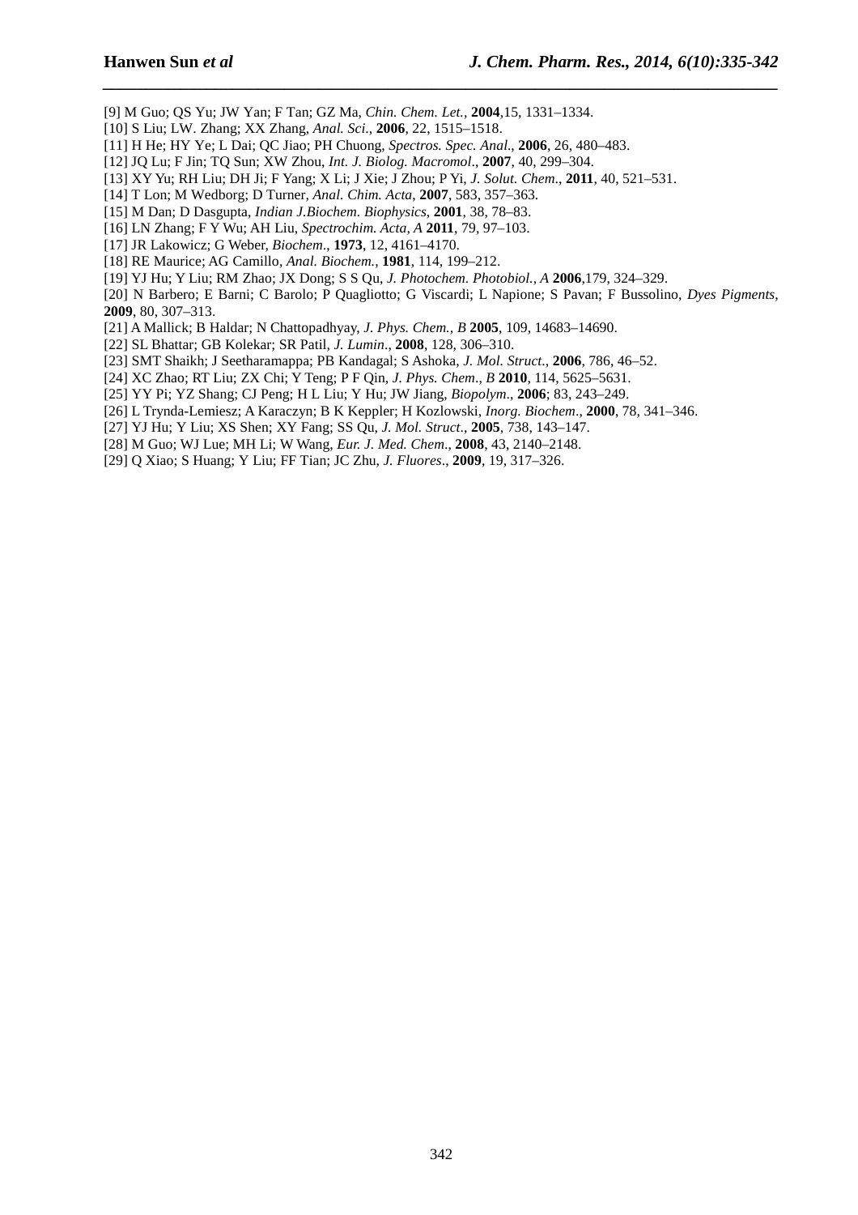[9] M Guo; QS Yu; JW Yan; F Tan; GZ Ma, *Chin. Chem. Let.*, **2004**,15, 1331–1334.
[10] S Liu; LW. Zhang; XX Zhang, *Anal. Sci.*, **2006**, 22, 1515–1518.
[11] H He; HY Ye; L Dai; QC Jiao; PH Chuong, *Spectros. Spec. Anal.*, **2006**, 26, 480–483.
[12] JQ Lu; F Jin; TQ Sun; XW Zhou, *Int. J. Biolog. Macromol.*, **2007**, 40, 299–304.
[13] XY Yu; RH Liu; DH Ji; F Yang; X Li; J Xie; J Zhou; P Yi, *J. Solut. Chem.*, **2011**, 40, 521–531.
[14] T Lon; M Wedborg; D Turner, *Anal. Chim. Acta*, **2007**, 583, 357–363.
[15] M Dan; D Dasgupta, *Indian J.Biochem. Biophysics*, **2001**, 38, 78–83.
[16] LN Zhang; F Y Wu; AH Liu, *Spectrochim. Acta, A* **2011**, 79, 97–103.
[17] JR Lakowicz; G Weber, *Biochem.*, **1973**, 12, 4161–4170.
[18] RE Maurice; AG Camillo, *Anal. Biochem.*, **1981**, 114, 199–212.
[19] YJ Hu; Y Liu; RM Zhao; JX Dong; S S Qu, *J. Photochem. Photobiol., A* **2006**,179, 324–329.
[20] N Barbero; E Barni; C Barolo; P Quagliotto; G Viscardi; L Napione; S Pavan; F Bussolino, *Dyes Pigments*, **2009**, 80, 307–313.
[21] A Mallick; B Haldar; N Chattopadhyay, *J. Phys. Chem., B* **2005**, 109, 14683–14690.
[22] SL Bhattar; GB Kolekar; SR Patil, *J. Lumin.*, **2008**, 128, 306–310.
[23] SMT Shaikh; J Seetharamappa; PB Kandagal; S Ashoka, *J. Mol. Struct.*, **2006**, 786, 46–52.
[24] XC Zhao; RT Liu; ZX Chi; Y Teng; P F Qin, *J. Phys. Chem., B* **2010**, 114, 5625–5631.
[25] YY Pi; YZ Shang; CJ Peng; H L Liu; Y Hu; JW Jiang, *Biopolym.*, **2006**; 83, 243–249.
[26] L Trynda-Lemiesz; A Karaczyn; B K Keppler; H Kozlowski, *Inorg. Biochem.*, **2000**, 78, 341–346.
[27] YJ Hu; Y Liu; XS Shen; XY Fang; SS Qu, *J. Mol. Struct.*, **2005**, 738, 143–147.
[28] M Guo; WJ Lue; MH Li; W Wang, *Eur. J. Med. Chem.*, **2008**, 43, 2140–2148.
[29] Q Xiao; S Huang; Y Liu; FF Tian; JC Zhu, *J. Fluores.*, **2009**, 19, 317–326.